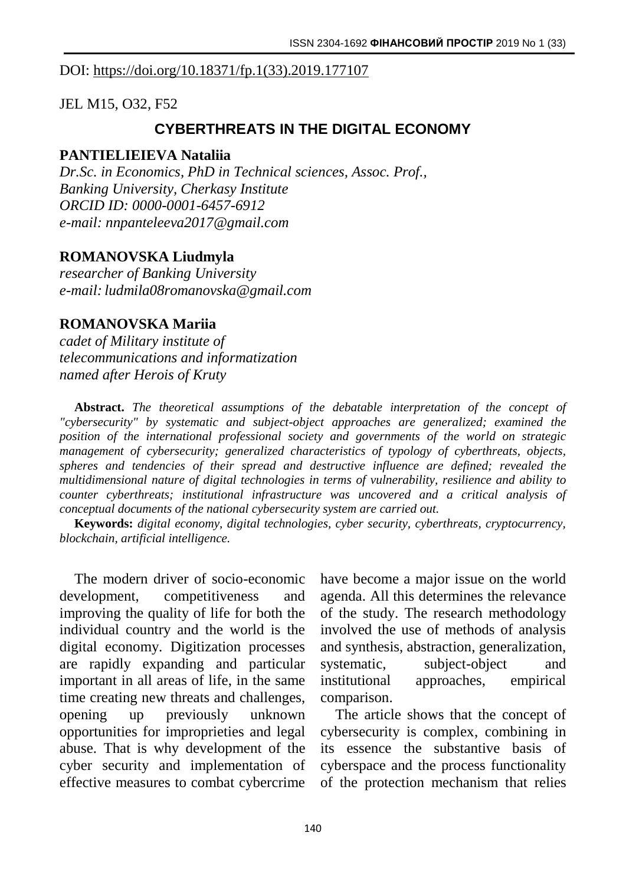DOI: https://doi.org/10.18371/fp.1(33).2019.177107

JEL M15, O32, F52

# CYBERTHREATS IN THE DIGITAL ECONOMY

**PANTIELIEIEVA Nataliia**
*Dr.Sc. in Economics, PhD in Technical sciences, Assoc. Prof.,*
*Banking University, Cherkasy Institute*
*ORCID ID: 0000-0001-6457-6912*
*e-mail: nnpanteleeva2017@gmail.com*

**ROMANOVSKA Liudmyla**
*researcher of Banking University*
*e-mail: ludmila08romanovska@gmail.com*

**ROMANOVSKA Mariia**
*cadet of Military institute of*
*telecommunications and informatization*
*named after Herois of Kruty*

**Abstract.** *The theoretical assumptions of the debatable interpretation of the concept of "cybersecurity" by systematic and subject-object approaches are generalized; examined the position of the international professional society and governments of the world on strategic management of cybersecurity; generalized characteristics of typology of cyberthreats, objects, spheres and tendencies of their spread and destructive influence are defined; revealed the multidimensional nature of digital technologies in terms of vulnerability, resilience and ability to counter cyberthreats; institutional infrastructure was uncovered and a critical analysis of conceptual documents of the national cybersecurity system are carried out.*

**Keywords:** *digital economy, digital technologies, cyber security, cyberthreats, cryptocurrency, blockchain, artificial intelligence.*

The modern driver of socio-economic development, competitiveness and improving the quality of life for both the individual country and the world is the digital economy. Digitization processes are rapidly expanding and particular important in all areas of life, in the same time creating new threats and challenges, opening up previously unknown opportunities for improprieties and legal abuse. That is why development of the cyber security and implementation of effective measures to combat cybercrime have become a major issue on the world agenda. All this determines the relevance of the study. The research methodology involved the use of methods of analysis and synthesis, abstraction, generalization, systematic, subject-object and institutional approaches, empirical comparison.

The article shows that the concept of cybersecurity is complex, combining in its essence the substantive basis of cyberspace and the process functionality of the protection mechanism that relies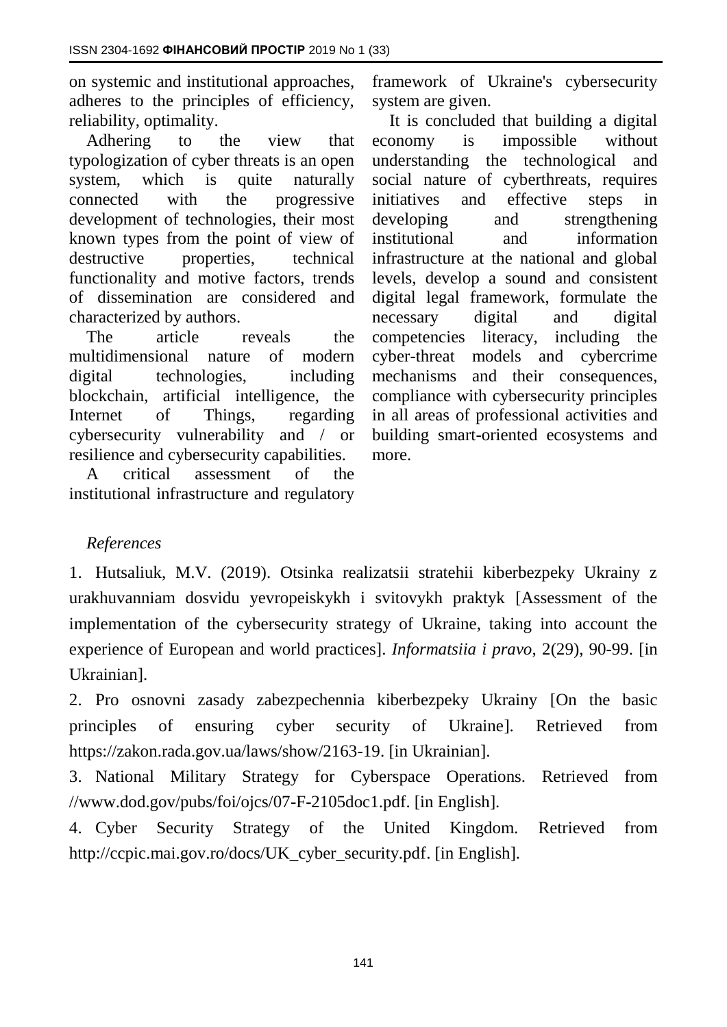on systemic and institutional approaches, adheres to the principles of efficiency, reliability, optimality.

Adhering to the view that typologization of cyber threats is an open system, which is quite naturally connected with the progressive development of technologies, their most known types from the point of view of destructive properties, technical functionality and motive factors, trends of dissemination are considered and characterized by authors.

The article reveals the multidimensional nature of modern digital technologies, including blockchain, artificial intelligence, the Internet of Things, regarding cybersecurity vulnerability and / or resilience and cybersecurity capabilities.

A critical assessment of the institutional infrastructure and regulatory framework of Ukraine's cybersecurity system are given.

It is concluded that building a digital economy is impossible without understanding the technological and social nature of cyberthreats, requires initiatives and effective steps in developing and strengthening institutional and information infrastructure at the national and global levels, develop a sound and consistent digital legal framework, formulate the necessary digital and digital competencies literacy, including the cyber-threat models and cybercrime mechanisms and their consequences, compliance with cybersecurity principles in all areas of professional activities and building smart-oriented ecosystems and more.

*References*

1. Hutsaliuk, M.V. (2019). Otsinka realizatsii stratehii kiberbezpeky Ukrainy z urakhuvanniam dosvidu yevropeiskykh i svitovykh praktyk [Assessment of the implementation of the cybersecurity strategy of Ukraine, taking into account the experience of European and world practices]. *Informatsiia i pravo,* 2(29), 90-99. [in Ukrainian].

2. Pro osnovni zasady zabezpechennia kiberbezpeky Ukrainy [On the basic principles of ensuring cyber security of Ukraine]. Retrieved from https://zakon.rada.gov.ua/laws/show/2163-19. [in Ukrainian].

3. National Military Strategy for Cyberspace Operations. Retrieved from //www.dod.gov/pubs/foi/ojcs/07-F-2105doc1.pdf. [in English].

4. Cyber Security Strategy of the United Kingdom. Retrieved from http://ccpic.mai.gov.ro/docs/UK_cyber_security.pdf. [in English].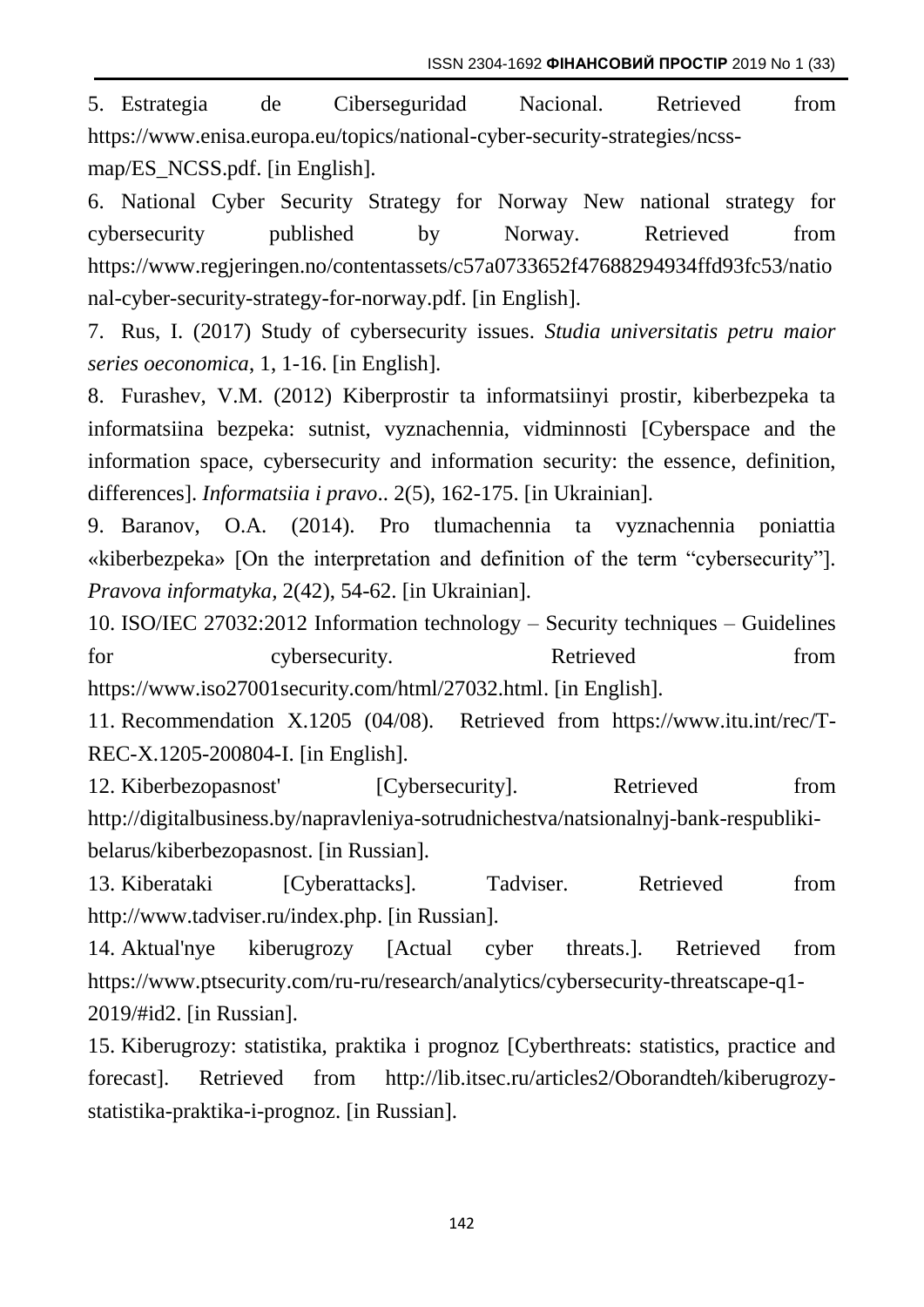5. Estrategia de Ciberseguridad Nacional. Retrieved from https://www.enisa.europa.eu/topics/national-cyber-security-strategies/ncss-map/ES_NCSS.pdf. [in English].

6. National Cyber Security Strategy for Norway New national strategy for cybersecurity published by Norway. Retrieved from https://www.regjeringen.no/contentassets/c57a0733652f47688294934ffd93fc53/national-cyber-security-strategy-for-norway.pdf. [in English].

7. Rus, I. (2017) Study of cybersecurity issues. *Studia universitatis petru maior series oeconomica*, 1, 1-16. [in English].

8. Furashev, V.M. (2012) Kiberprostir ta informatsiinyi prostir, kiberbezpeka ta informatsiina bezpeka: sutnist, vyznachennia, vidminnosti [Cyberspace and the information space, cybersecurity and information security: the essence, definition, differences]. *Informatsiia i pravo*.. 2(5), 162-175. [in Ukrainian].

9. Baranov, O.A. (2014). Pro tlumachennia ta vyznachennia poniattia «kiberbezpeka» [On the interpretation and definition of the term "cybersecurity"]. *Pravova informatyka*, 2(42), 54-62. [in Ukrainian].

10. ISO/IEC 27032:2012 Information technology – Security techniques – Guidelines for cybersecurity. Retrieved from https://www.iso27001security.com/html/27032.html. [in English].

11. Recommendation X.1205 (04/08). Retrieved from https://www.itu.int/rec/T-REC-X.1205-200804-I. [in English].

12. Kiberbezopasnost' [Cybersecurity]. Retrieved from http://digitalbusiness.by/napravleniya-sotrudnichestva/natsionalnyj-bank-respubliki-belarus/kiberbezopasnost. [in Russian].

13. Kiberataki [Cyberattacks]. Tadviser. Retrieved from http://www.tadviser.ru/index.php. [in Russian].

14. Aktual'nye kiberugrozy [Actual cyber threats.]. Retrieved from https://www.ptsecurity.com/ru-ru/research/analytics/cybersecurity-threatscape-q1-2019/#id2. [in Russian].

15. Kiberugrozy: statistika, praktika i prognoz [Cyberthreats: statistics, practice and forecast]. Retrieved from http://lib.itsec.ru/articles2/Oborandteh/kiberugrozy-statistika-praktika-i-prognoz. [in Russian].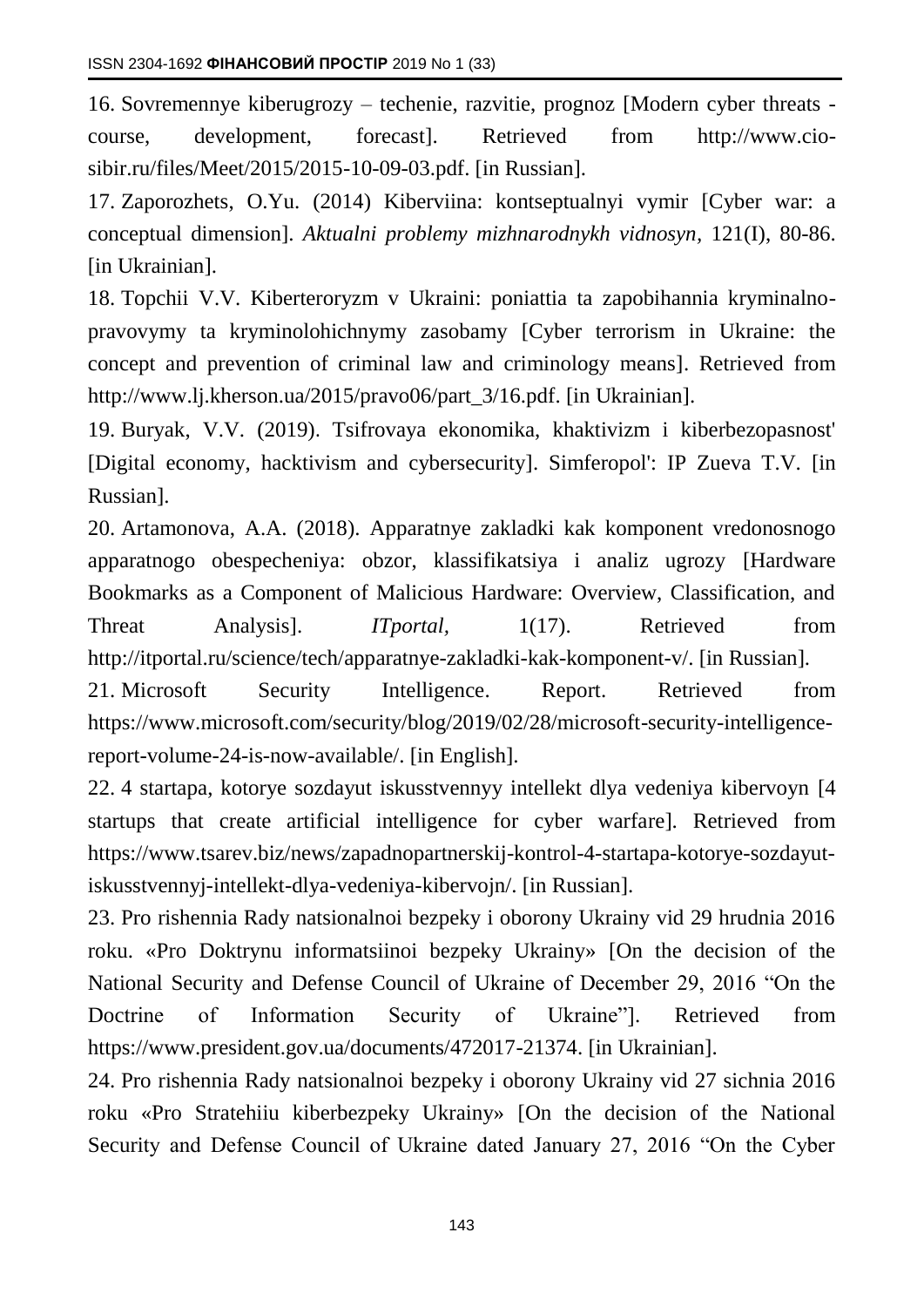16. Sovremennye kiberugrozy – techenie, razvitie, prognoz [Modern cyber threats - course, development, forecast]. Retrieved from http://www.cio-sibir.ru/files/Meet/2015/2015-10-09-03.pdf. [in Russian].

17. Zaporozhets, O.Yu. (2014) Kiberviina: kontseptualnyi vymir [Cyber war: a conceptual dimension]. *Aktualni problemy mizhnarodnykh vidnosyn*, 121(I), 80-86. [in Ukrainian].

18. Topchii V.V. Kiberteroryzm v Ukraini: poniattia ta zapobihannia kryminalno-pravovymy ta kryminolohichnymy zasobamy [Cyber terrorism in Ukraine: the concept and prevention of criminal law and criminology means]. Retrieved from http://www.lj.kherson.ua/2015/pravo06/part_3/16.pdf. [in Ukrainian].

19. Buryak, V.V. (2019). Tsifrovaya ekonomika, khaktivizm i kiberbezopasnost' [Digital economy, hacktivism and cybersecurity]. Simferopol': IP Zueva T.V. [in Russian].

20. Artamonova, A.A. (2018). Apparatnye zakladki kak komponent vredonosnogo apparatnogo obespecheniya: obzor, klassifikatsiya i analiz ugrozy [Hardware Bookmarks as a Component of Malicious Hardware: Overview, Classification, and Threat Analysis]. *ITportal*, 1(17). Retrieved from http://itportal.ru/science/tech/apparatnye-zakladki-kak-komponent-v/. [in Russian].

21. Microsoft Security Intelligence. Report. Retrieved from https://www.microsoft.com/security/blog/2019/02/28/microsoft-security-intelligence-report-volume-24-is-now-available/. [in English].

22. 4 startapa, kotorye sozdayut iskusstvennyy intellekt dlya vedeniya kibervoyn [4 startups that create artificial intelligence for cyber warfare]. Retrieved from https://www.tsarev.biz/news/zapadnopartnerskij-kontrol-4-startapa-kotorye-sozdayut-iskusstvennyj-intellekt-dlya-vedeniya-kibervojn/. [in Russian].

23. Pro rishennia Rady natsionalnoi bezpeky i oborony Ukrainy vid 29 hrudnia 2016 roku. «Pro Doktrynu informatsiinoi bezpeky Ukrainy» [On the decision of the National Security and Defense Council of Ukraine of December 29, 2016 "On the Doctrine of Information Security of Ukraine"]. Retrieved from https://www.president.gov.ua/documents/472017-21374. [in Ukrainian].

24. Pro rishennia Rady natsionalnoi bezpeky i oborony Ukrainy vid 27 sichnia 2016 roku «Pro Stratehiiu kiberbezpeky Ukrainy» [On the decision of the National Security and Defense Council of Ukraine dated January 27, 2016 "On the Cyber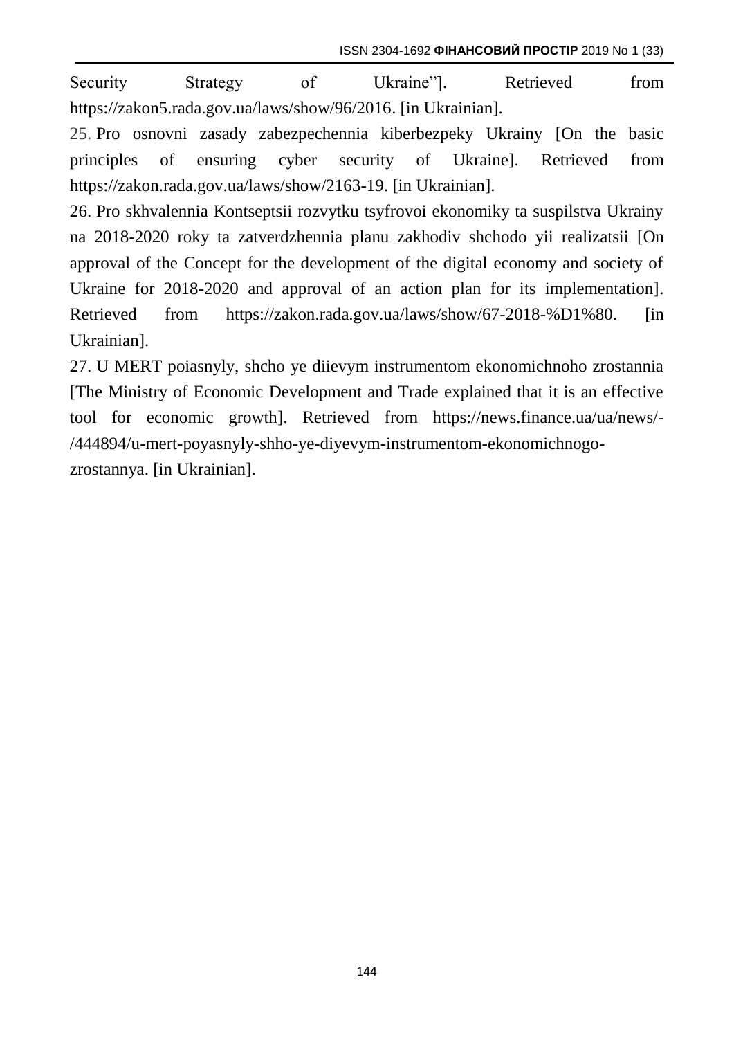Security Strategy of Ukraine"]. Retrieved from https://zakon5.rada.gov.ua/laws/show/96/2016. [in Ukrainian].

25. Pro osnovni zasady zabezpechennia kiberbezpeky Ukrainy [On the basic principles of ensuring cyber security of Ukraine]. Retrieved from https://zakon.rada.gov.ua/laws/show/2163-19. [in Ukrainian].

26. Pro skhvalennia Kontseptsii rozvytku tsyfrovoi ekonomiky ta suspilstva Ukrainy na 2018-2020 roky ta zatverdzhennia planu zakhodiv shchodo yii realizatsii [On approval of the Concept for the development of the digital economy and society of Ukraine for 2018-2020 and approval of an action plan for its implementation]. Retrieved from https://zakon.rada.gov.ua/laws/show/67-2018-%D1%80. [in Ukrainian].

27. U MERT poiasnyly, shcho ye diievym instrumentom ekonomichnoho zrostannia [The Ministry of Economic Development and Trade explained that it is an effective tool for economic growth]. Retrieved from https://news.finance.ua/ua/news/-/444894/u-mert-poyasnyly-shho-ye-diyevym-instrumentom-ekonomichnogo-zrostannya. [in Ukrainian].